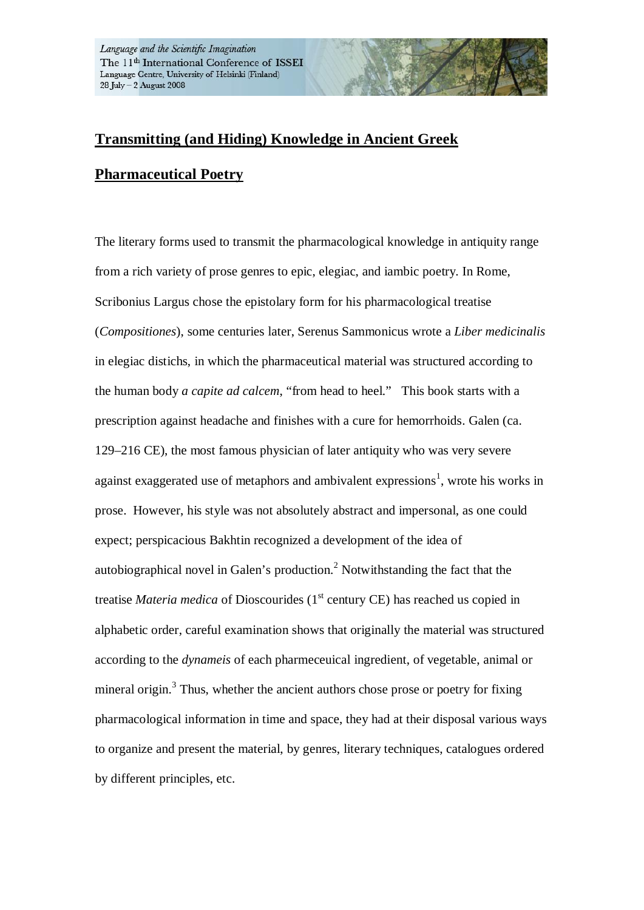# Transmitting (and Hiding) Knowledge in Ancient Greek Pharmaceutical Poetry

The literary forms used to transmit the pharmacological knowledge in antiquity range from a rich variety of prose genres to epic, elegiac, and iambic poetry. In Rome, Scribonius Largus chose the epistolary form for his pharmacological treatise (*Compositiones*), some centuries later, Serenus Sammonicus wrote a *Liber medicinalis* in elegiac distichs, in which the pharmaceutical material was structured according to the human body *a capite ad calcem*, "from head to heel." This book starts with a prescription against headache and finishes with a cure for hemorrhoids. Galen (ca. 129–216 CE), the most famous physician of later antiquity who was very severe against exaggerated use of metaphors and ambivalent expressions[1], wrote his works in prose. However, his style was not absolutely abstract and impersonal, as one could expect; perspicacious Bakhtin recognized a development of the idea of autobiographical novel in Galen's production.[2] Notwithstanding the fact that the treatise *Materia medica* of Dioscourides (1st century CE) has reached us copied in alphabetic order, careful examination shows that originally the material was structured according to the *dynameis* of each pharmeceuical ingredient, of vegetable, animal or mineral origin.[3] Thus, whether the ancient authors chose prose or poetry for fixing pharmacological information in time and space, they had at their disposal various ways to organize and present the material, by genres, literary techniques, catalogues ordered by different principles, etc.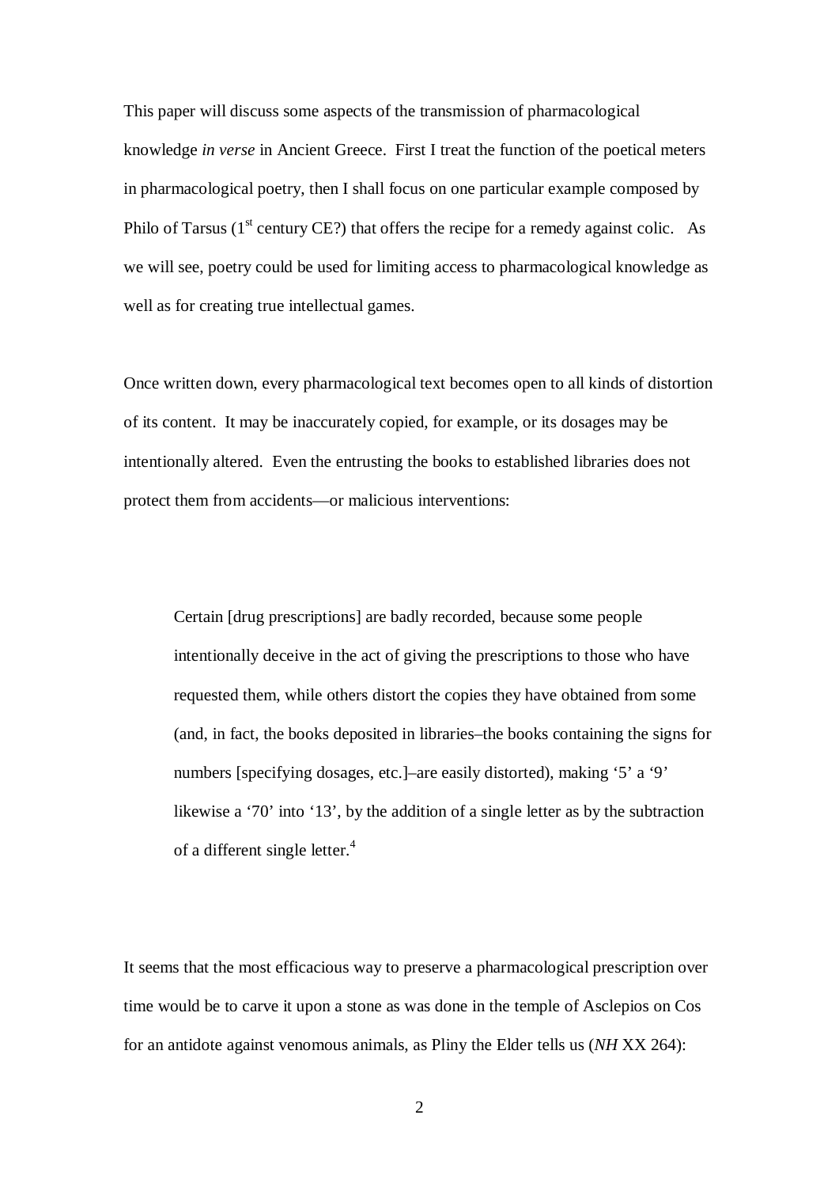This paper will discuss some aspects of the transmission of pharmacological knowledge *in verse* in Ancient Greece. First I treat the function of the poetical meters in pharmacological poetry, then I shall focus on one particular example composed by Philo of Tarsus (1st century CE?) that offers the recipe for a remedy against colic. As we will see, poetry could be used for limiting access to pharmacological knowledge as well as for creating true intellectual games.

Once written down, every pharmacological text becomes open to all kinds of distortion of its content. It may be inaccurately copied, for example, or its dosages may be intentionally altered. Even the entrusting the books to established libraries does not protect them from accidents—or malicious interventions:

> Certain [drug prescriptions] are badly recorded, because some people intentionally deceive in the act of giving the prescriptions to those who have requested them, while others distort the copies they have obtained from some (and, in fact, the books deposited in libraries–the books containing the signs for numbers [specifying dosages, etc.]–are easily distorted), making '5' a '9' likewise a '70' into '13', by the addition of a single letter as by the subtraction of a different single letter.[4]

It seems that the most efficacious way to preserve a pharmacological prescription over time would be to carve it upon a stone as was done in the temple of Asclepios on Cos for an antidote against venomous animals, as Pliny the Elder tells us (*NH* XX 264):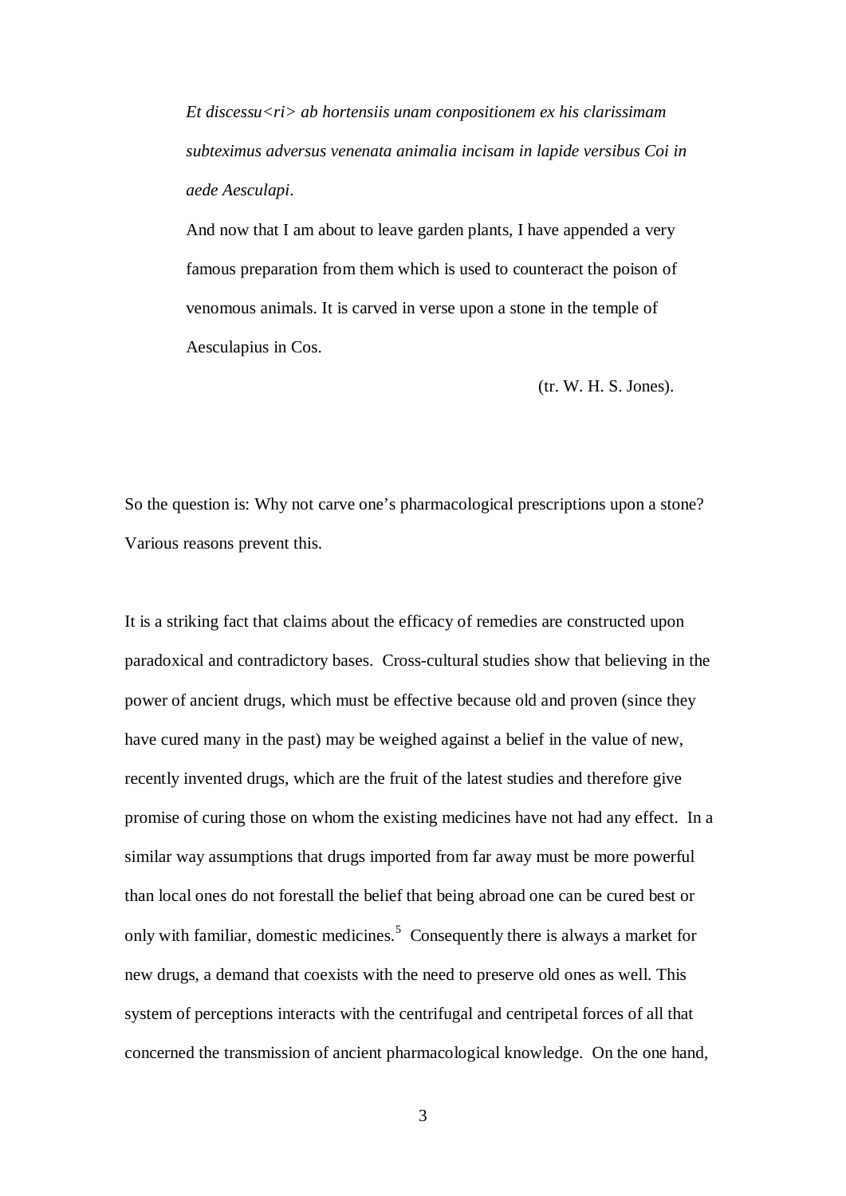> *Et discessu<ri> ab hortensiis unam conpositionem ex his clarissimam subteximus adversus venenata animalia incisam in lapide versibus Coi in aede Aesculapi*.
>
> And now that I am about to leave garden plants, I have appended a very famous preparation from them which is used to counteract the poison of venomous animals. It is carved in verse upon a stone in the temple of Aesculapius in Cos.
>
> (tr. W. H. S. Jones).

So the question is: Why not carve one's pharmacological prescriptions upon a stone? Various reasons prevent this.

It is a striking fact that claims about the efficacy of remedies are constructed upon paradoxical and contradictory bases. Cross-cultural studies show that believing in the power of ancient drugs, which must be effective because old and proven (since they have cured many in the past) may be weighed against a belief in the value of new, recently invented drugs, which are the fruit of the latest studies and therefore give promise of curing those on whom the existing medicines have not had any effect. In a similar way assumptions that drugs imported from far away must be more powerful than local ones do not forestall the belief that being abroad one can be cured best or only with familiar, domestic medicines.[5] Consequently there is always a market for new drugs, a demand that coexists with the need to preserve old ones as well. This system of perceptions interacts with the centrifugal and centripetal forces of all that concerned the transmission of ancient pharmacological knowledge. On the one hand,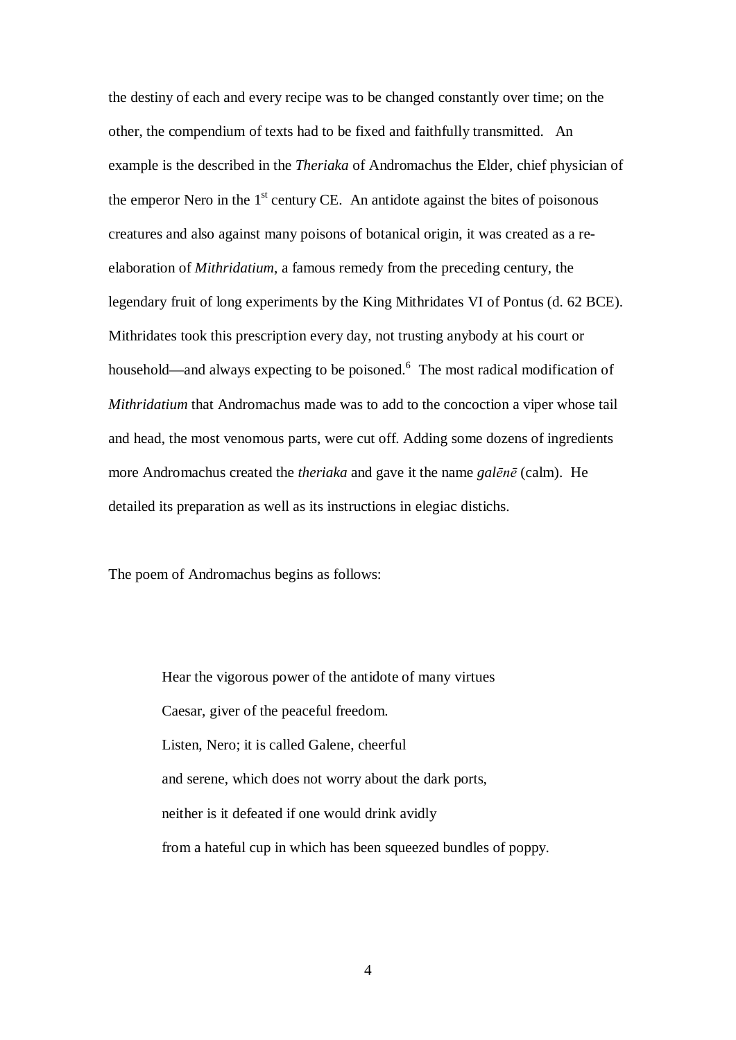the destiny of each and every recipe was to be changed constantly over time; on the other, the compendium of texts had to be fixed and faithfully transmitted. An example is the described in the *Theriaka* of Andromachus the Elder, chief physician of the emperor Nero in the 1st century CE. An antidote against the bites of poisonous creatures and also against many poisons of botanical origin, it was created as a re-elaboration of *Mithridatium*, a famous remedy from the preceding century, the legendary fruit of long experiments by the King Mithridates VI of Pontus (d. 62 BCE). Mithridates took this prescription every day, not trusting anybody at his court or household—and always expecting to be poisoned.[6] The most radical modification of *Mithridatium* that Andromachus made was to add to the concoction a viper whose tail and head, the most venomous parts, were cut off. Adding some dozens of ingredients more Andromachus created the *theriaka* and gave it the name *galēnē* (calm). He detailed its preparation as well as its instructions in elegiac distichs.

The poem of Andromachus begins as follows:

> Hear the vigorous power of the antidote of many virtues
> Caesar, giver of the peaceful freedom.
> Listen, Nero; it is called Galene, cheerful
> and serene, which does not worry about the dark ports,
> neither is it defeated if one would drink avidly
> from a hateful cup in which has been squeezed bundles of poppy.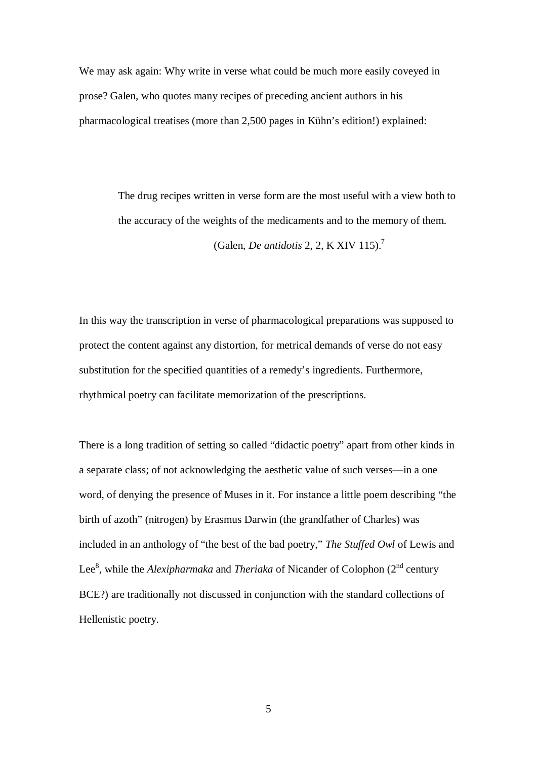We may ask again: Why write in verse what could be much more easily coveyed in prose? Galen, who quotes many recipes of preceding ancient authors in his pharmacological treatises (more than 2,500 pages in Kühn's edition!) explained:

> The drug recipes written in verse form are the most useful with a view both to the accuracy of the weights of the medicaments and to the memory of them.
>
> (Galen, *De antidotis* 2, 2, K XIV 115).[7]

In this way the transcription in verse of pharmacological preparations was supposed to protect the content against any distortion, for metrical demands of verse do not easy substitution for the specified quantities of a remedy's ingredients. Furthermore, rhythmical poetry can facilitate memorization of the prescriptions.

There is a long tradition of setting so called "didactic poetry" apart from other kinds in a separate class; of not acknowledging the aesthetic value of such verses—in a one word, of denying the presence of Muses in it. For instance a little poem describing "the birth of azoth" (nitrogen) by Erasmus Darwin (the grandfather of Charles) was included in an anthology of "the best of the bad poetry," *The Stuffed Owl* of Lewis and Lee[8], while the *Alexipharmaka* and *Theriaka* of Nicander of Colophon (2nd century BCE?) are traditionally not discussed in conjunction with the standard collections of Hellenistic poetry.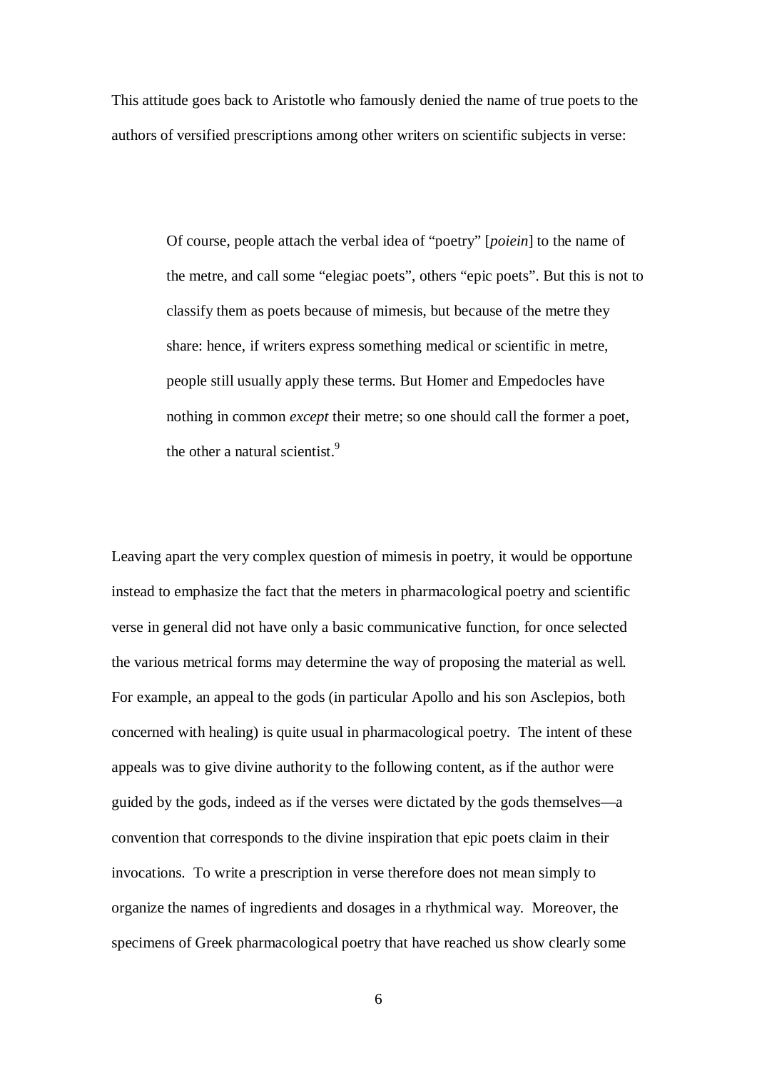This attitude goes back to Aristotle who famously denied the name of true poets to the authors of versified prescriptions among other writers on scientific subjects in verse:

> Of course, people attach the verbal idea of "poetry" [*poiein*] to the name of the metre, and call some "elegiac poets", others "epic poets". But this is not to classify them as poets because of mimesis, but because of the metre they share: hence, if writers express something medical or scientific in metre, people still usually apply these terms. But Homer and Empedocles have nothing in common *except* their metre; so one should call the former a poet, the other a natural scientist.[9]

Leaving apart the very complex question of mimesis in poetry, it would be opportune instead to emphasize the fact that the meters in pharmacological poetry and scientific verse in general did not have only a basic communicative function, for once selected the various metrical forms may determine the way of proposing the material as well. For example, an appeal to the gods (in particular Apollo and his son Asclepios, both concerned with healing) is quite usual in pharmacological poetry. The intent of these appeals was to give divine authority to the following content, as if the author were guided by the gods, indeed as if the verses were dictated by the gods themselves—a convention that corresponds to the divine inspiration that epic poets claim in their invocations. To write a prescription in verse therefore does not mean simply to organize the names of ingredients and dosages in a rhythmical way. Moreover, the specimens of Greek pharmacological poetry that have reached us show clearly some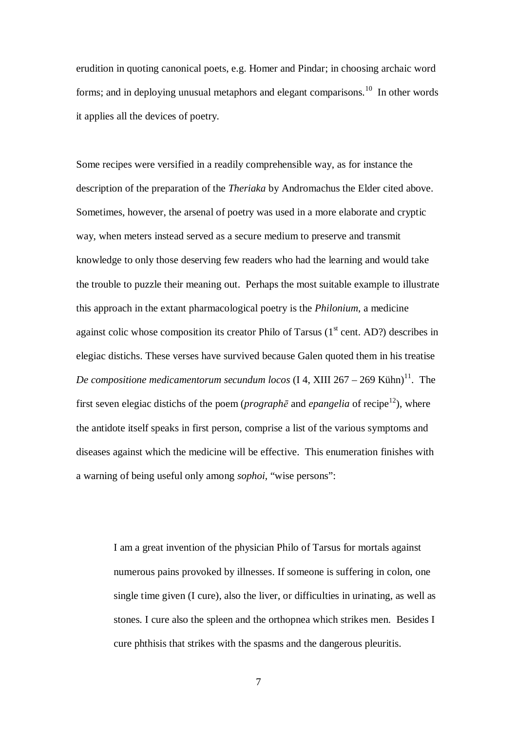erudition in quoting canonical poets, e.g. Homer and Pindar; in choosing archaic word forms; and in deploying unusual metaphors and elegant comparisons.[10] In other words it applies all the devices of poetry.

Some recipes were versified in a readily comprehensible way, as for instance the description of the preparation of the *Theriaka* by Andromachus the Elder cited above. Sometimes, however, the arsenal of poetry was used in a more elaborate and cryptic way, when meters instead served as a secure medium to preserve and transmit knowledge to only those deserving few readers who had the learning and would take the trouble to puzzle their meaning out. Perhaps the most suitable example to illustrate this approach in the extant pharmacological poetry is the *Philonium*, a medicine against colic whose composition its creator Philo of Tarsus (1st cent. AD?) describes in elegiac distichs. These verses have survived because Galen quoted them in his treatise *De compositione medicamentorum secundum locos* (I 4, XIII 267 – 269 Kühn)[11]. The first seven elegiac distichs of the poem (*prographē* and *epangelia* of recipe[12]), where the antidote itself speaks in first person, comprise a list of the various symptoms and diseases against which the medicine will be effective. This enumeration finishes with a warning of being useful only among *sophoi*, "wise persons":

> I am a great invention of the physician Philo of Tarsus for mortals against numerous pains provoked by illnesses. If someone is suffering in colon, one single time given (I cure), also the liver, or difficulties in urinating, as well as stones. I cure also the spleen and the orthopnea which strikes men. Besides I cure phthisis that strikes with the spasms and the dangerous pleuritis.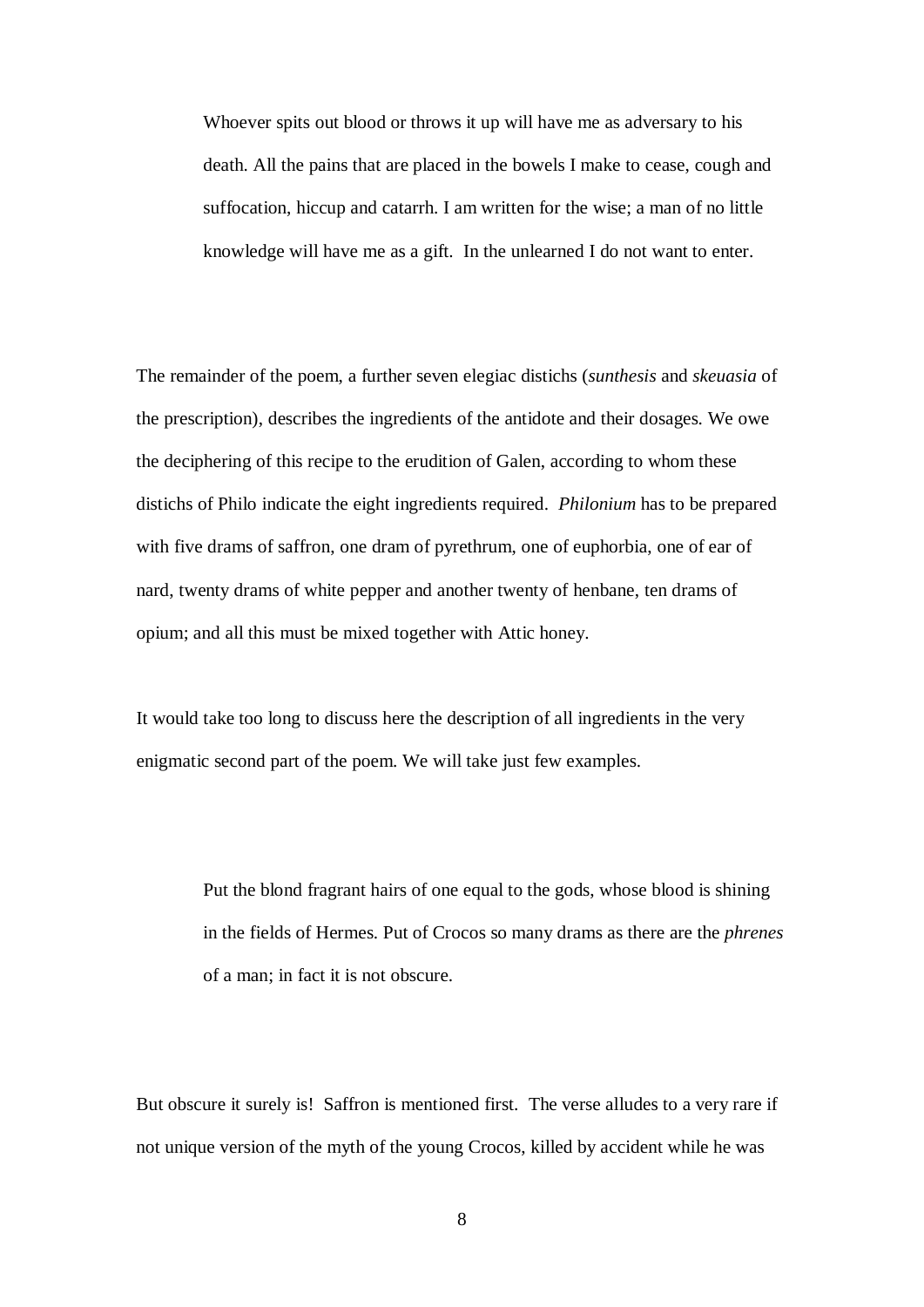> Whoever spits out blood or throws it up will have me as adversary to his death. All the pains that are placed in the bowels I make to cease, cough and suffocation, hiccup and catarrh. I am written for the wise; a man of no little knowledge will have me as a gift. In the unlearned I do not want to enter.

The remainder of the poem, a further seven elegiac distichs (*sunthesis* and *skeuasia* of the prescription), describes the ingredients of the antidote and their dosages. We owe the deciphering of this recipe to the erudition of Galen, according to whom these distichs of Philo indicate the eight ingredients required. *Philonium* has to be prepared with five drams of saffron, one dram of pyrethrum, one of euphorbia, one of ear of nard, twenty drams of white pepper and another twenty of henbane, ten drams of opium; and all this must be mixed together with Attic honey.

It would take too long to discuss here the description of all ingredients in the very enigmatic second part of the poem. We will take just few examples.

> Put the blond fragrant hairs of one equal to the gods, whose blood is shining in the fields of Hermes. Put of Crocos so many drams as there are the *phrenes* of a man; in fact it is not obscure.

But obscure it surely is! Saffron is mentioned first. The verse alludes to a very rare if not unique version of the myth of the young Crocos, killed by accident while he was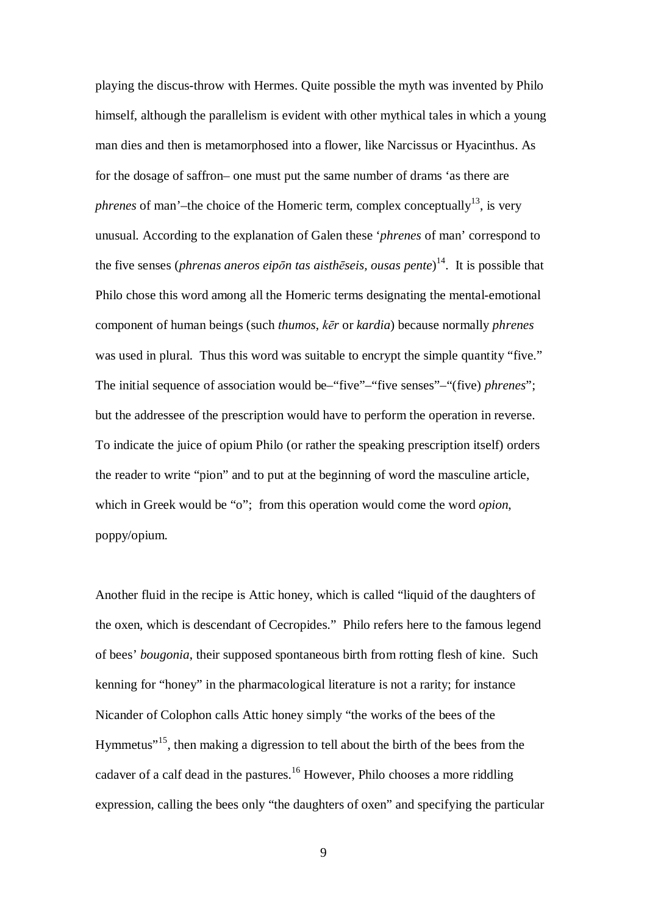playing the discus-throw with Hermes. Quite possible the myth was invented by Philo himself, although the parallelism is evident with other mythical tales in which a young man dies and then is metamorphosed into a flower, like Narcissus or Hyacinthus. As for the dosage of saffron– one must put the same number of drams 'as there are *phrenes* of man'–the choice of the Homeric term, complex conceptually[13], is very unusual. According to the explanation of Galen these '*phrenes* of man' correspond to the five senses (*phrenas aneros eipōn tas aisthēseis, ousas pente*)[14]. It is possible that Philo chose this word among all the Homeric terms designating the mental-emotional component of human beings (such *thumos*, *kēr* or *kardia*) because normally *phrenes* was used in plural. Thus this word was suitable to encrypt the simple quantity "five." The initial sequence of association would be–"five"–"five senses"–"(five) *phrenes*"; but the addressee of the prescription would have to perform the operation in reverse. To indicate the juice of opium Philo (or rather the speaking prescription itself) orders the reader to write "pion" and to put at the beginning of word the masculine article, which in Greek would be "o"; from this operation would come the word *opion*, poppy/opium.

Another fluid in the recipe is Attic honey, which is called "liquid of the daughters of the oxen, which is descendant of Cecropides." Philo refers here to the famous legend of bees' *bougonia*, their supposed spontaneous birth from rotting flesh of kine. Such kenning for "honey" in the pharmacological literature is not a rarity; for instance Nicander of Colophon calls Attic honey simply "the works of the bees of the Hymmetus"[15], then making a digression to tell about the birth of the bees from the cadaver of a calf dead in the pastures.[16] However, Philo chooses a more riddling expression, calling the bees only "the daughters of oxen" and specifying the particular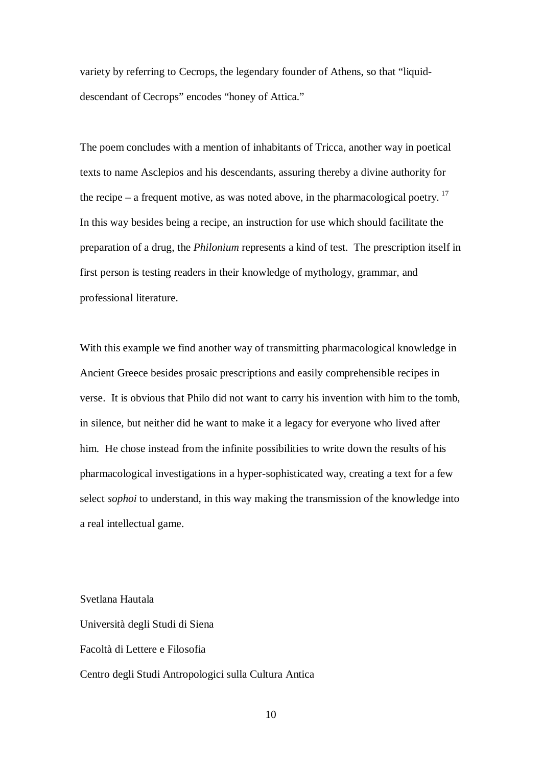variety by referring to Cecrops, the legendary founder of Athens, so that "liquid-descendant of Cecrops" encodes "honey of Attica."

The poem concludes with a mention of inhabitants of Tricca, another way in poetical texts to name Asclepios and his descendants, assuring thereby a divine authority for the recipe – a frequent motive, as was noted above, in the pharmacological poetry. [17] In this way besides being a recipe, an instruction for use which should facilitate the preparation of a drug, the *Philonium* represents a kind of test. The prescription itself in first person is testing readers in their knowledge of mythology, grammar, and professional literature.

With this example we find another way of transmitting pharmacological knowledge in Ancient Greece besides prosaic prescriptions and easily comprehensible recipes in verse. It is obvious that Philo did not want to carry his invention with him to the tomb, in silence, but neither did he want to make it a legacy for everyone who lived after him. He chose instead from the infinite possibilities to write down the results of his pharmacological investigations in a hyper-sophisticated way, creating a text for a few select *sophoi* to understand, in this way making the transmission of the knowledge into a real intellectual game.

Svetlana Hautala

Università degli Studi di Siena

Facoltà di Lettere e Filosofia

Centro degli Studi Antropologici sulla Cultura Antica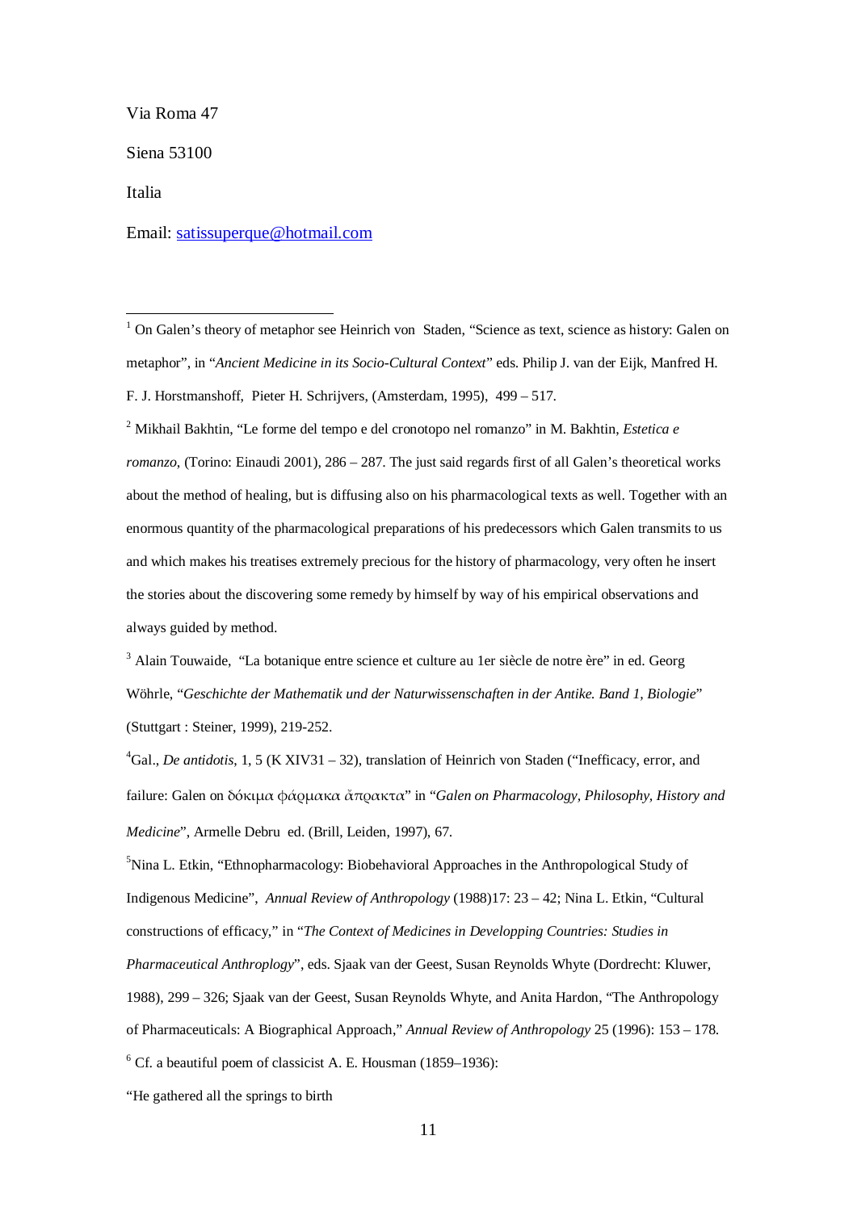Via Roma 47

Siena 53100

Italia

Email: [satissuperque@hotmail.com](mailto:satissuperque@hotmail.com)

---

[1] On Galen's theory of metaphor see Heinrich von Staden, "Science as text, science as history: Galen on metaphor", in "*Ancient Medicine in its Socio-Cultural Context*" eds. Philip J. van der Eijk, Manfred H. F. J. Horstmanshoff, Pieter H. Schrijvers, (Amsterdam, 1995), 499 – 517.

[2] Mikhail Bakhtin, "Le forme del tempo e del cronotopo nel romanzo" in M. Bakhtin, *Estetica e romanzo,* (Torino: Einaudi 2001), 286 – 287. The just said regards first of all Galen's theoretical works about the method of healing, but is diffusing also on his pharmacological texts as well. Together with an enormous quantity of the pharmacological preparations of his predecessors which Galen transmits to us and which makes his treatises extremely precious for the history of pharmacology, very often he insert the stories about the discovering some remedy by himself by way of his empirical observations and always guided by method.

[3] Alain Touwaide, "La botanique entre science et culture au 1er siècle de notre ère" in ed. Georg Wöhrle, "*Geschichte der Mathematik und der Naturwissenschaften in der Antike. Band 1, Biologie*" (Stuttgart : Steiner, 1999), 219-252.

[4] Gal., *De antidotis*, 1, 5 (K XIV31 – 32), translation of Heinrich von Staden ("Inefficacy, error, and failure: Galen on δόκιμα φάρμακα ἄπρακτα" in "*Galen on Pharmacology, Philosophy, History and Medicine*", Armelle Debru ed. (Brill, Leiden, 1997), 67.

[5] Nina L. Etkin, "Ethnopharmacology: Biobehavioral Approaches in the Anthropological Study of Indigenous Medicine", *Annual Review of Anthropology* (1988)17: 23 – 42; Nina L. Etkin, "Cultural constructions of efficacy," in "*The Context of Medicines in Developping Countries: Studies in Pharmaceutical Anthroplogy*", eds. Sjaak van der Geest, Susan Reynolds Whyte (Dordrecht: Kluwer, 1988), 299 – 326; Sjaak van der Geest, Susan Reynolds Whyte, and Anita Hardon, "The Anthropology of Pharmaceuticals: A Biographical Approach," *Annual Review of Anthropology* 25 (1996): 153 – 178.

[6] Cf. a beautiful poem of classicist A. E. Housman (1859–1936):

"He gathered all the springs to birth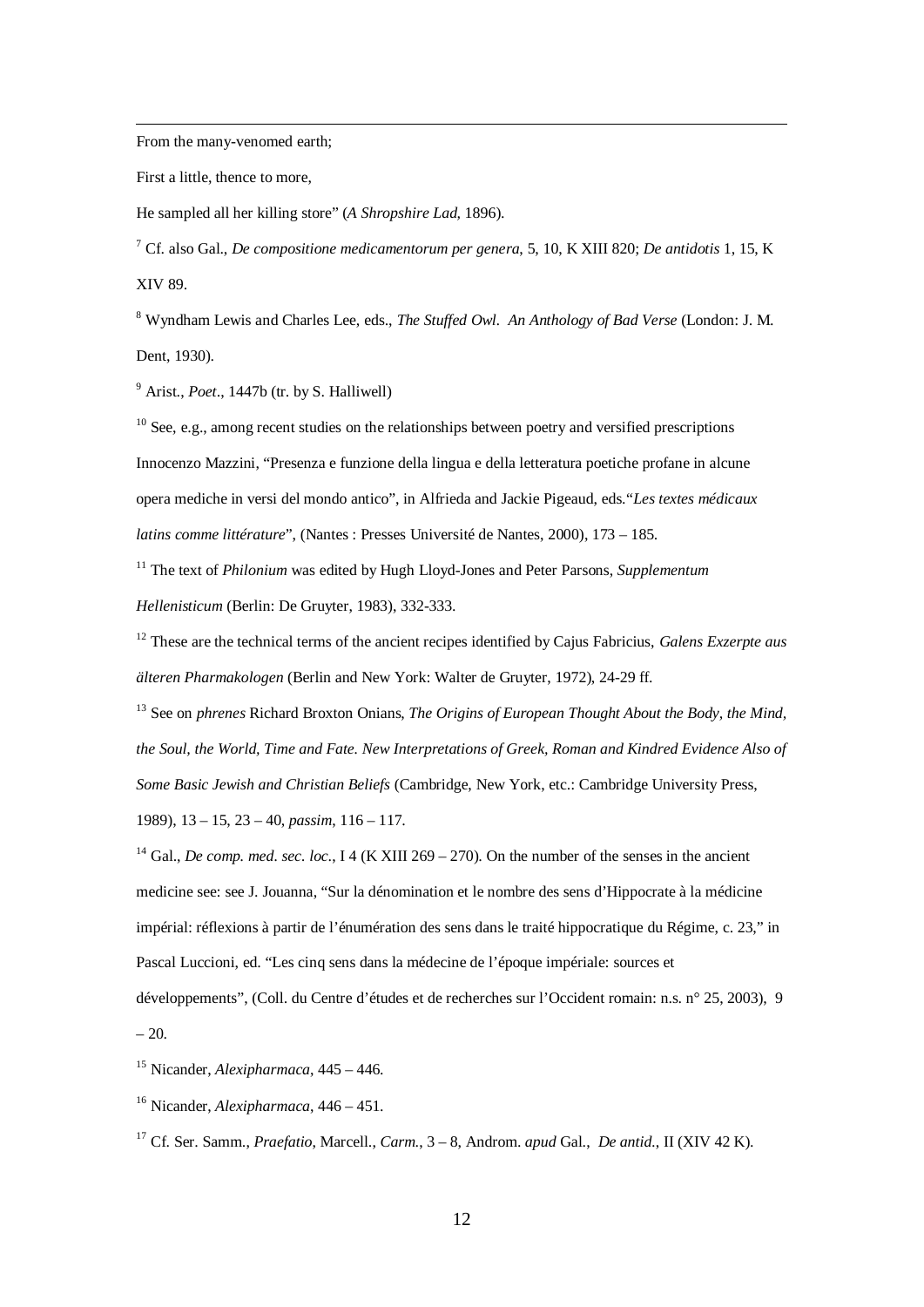From the many-venomed earth;

First a little, thence to more,

He sampled all her killing store" (*A Shropshire Lad*, 1896).

[7] Cf. also Gal., *De compositione medicamentorum per genera*, 5, 10, K XIII 820; *De antidotis* 1, 15, K XIV 89.

[8] Wyndham Lewis and Charles Lee, eds., *The Stuffed Owl. An Anthology of Bad Verse* (London: J. M. Dent, 1930).

[9] Arist., *Poet*., 1447b (tr. by S. Halliwell)

[10] See, e.g., among recent studies on the relationships between poetry and versified prescriptions Innocenzo Mazzini, "Presenza e funzione della lingua e della letteratura poetiche profane in alcune opera mediche in versi del mondo antico", in Alfrieda and Jackie Pigeaud, eds."*Les textes médicaux latins comme littérature*", (Nantes : Presses Université de Nantes, 2000), 173 – 185.

[11] The text of *Philonium* was edited by Hugh Lloyd-Jones and Peter Parsons, *Supplementum Hellenisticum* (Berlin: De Gruyter, 1983), 332-333.

[12] These are the technical terms of the ancient recipes identified by Cajus Fabricius, *Galens Exzerpte aus älteren Pharmakologen* (Berlin and New York: Walter de Gruyter, 1972), 24-29 ff.

[13] See on *phrenes* Richard Broxton Onians, *The Origins of European Thought About the Body, the Mind, the Soul, the World, Time and Fate. New Interpretations of Greek, Roman and Kindred Evidence Also of Some Basic Jewish and Christian Beliefs* (Cambridge, New York, etc.: Cambridge University Press, 1989), 13 – 15, 23 – 40, *passim*, 116 – 117.

[14] Gal., *De comp. med. sec. loc.*, I 4 (K XIII 269 – 270). On the number of the senses in the ancient medicine see: see J. Jouanna, "Sur la dénomination et le nombre des sens d'Hippocrate à la médicine impérial: réflexions à partir de l'énumération des sens dans le traité hippocratique du Régime, c. 23," in Pascal Luccioni, ed. "Les cinq sens dans la médecine de l'époque impériale: sources et développements", (Coll. du Centre d'études et de recherches sur l'Occident romain: n.s. n° 25, 2003), 9 – 20.

[15] Nicander, *Alexipharmaca*, 445 – 446.

[16] Nicander, *Alexipharmaca*, 446 – 451.

[17] Cf. Ser. Samm., *Praefatio*, Marcell., *Carm.*, 3 – 8, Androm. *apud* Gal., *De antid.*, II (XIV 42 K).